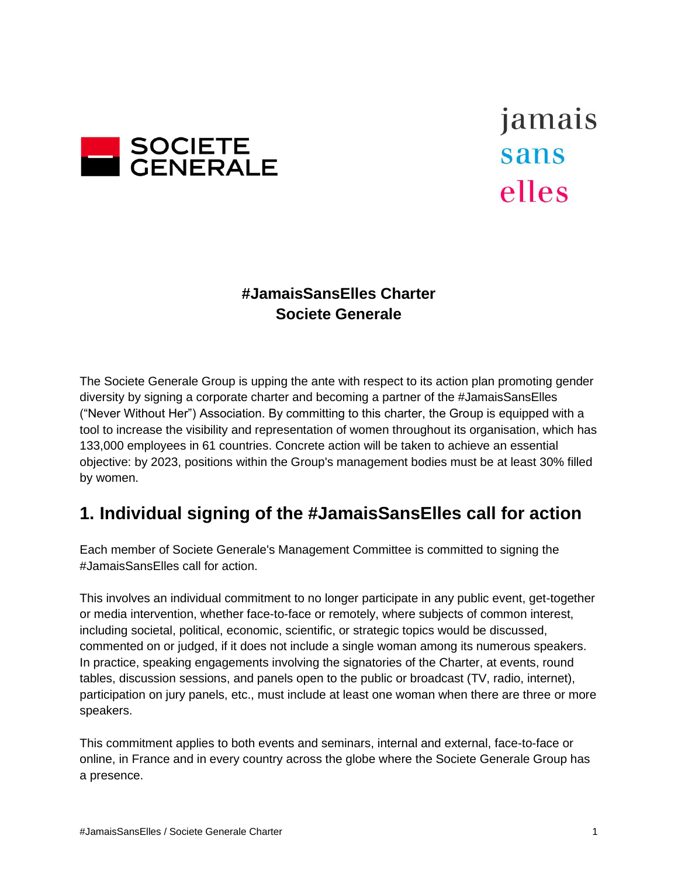SOCIETE GENERALE

jamais sans elles

**#JamaisSansElles Charter**
**Societe Generale**

The Societe Generale Group is upping the ante with respect to its action plan promoting gender diversity by signing a corporate charter and becoming a partner of the #JamaisSansElles ("Never Without Her") Association. By committing to this charter, the Group is equipped with a tool to increase the visibility and representation of women throughout its organisation, which has 133,000 employees in 61 countries. Concrete action will be taken to achieve an essential objective: by 2023, positions within the Group's management bodies must be at least 30% filled by women.

## 1. Individual signing of the #JamaisSansElles call for action

Each member of Societe Generale's Management Committee is committed to signing the #JamaisSansElles call for action.

This involves an individual commitment to no longer participate in any public event, get-together or media intervention, whether face-to-face or remotely, where subjects of common interest, including societal, political, economic, scientific, or strategic topics would be discussed, commented on or judged, if it does not include a single woman among its numerous speakers. In practice, speaking engagements involving the signatories of the Charter, at events, round tables, discussion sessions, and panels open to the public or broadcast (TV, radio, internet), participation on jury panels, etc., must include at least one woman when there are three or more speakers.

This commitment applies to both events and seminars, internal and external, face-to-face or online, in France and in every country across the globe where the Societe Generale Group has a presence.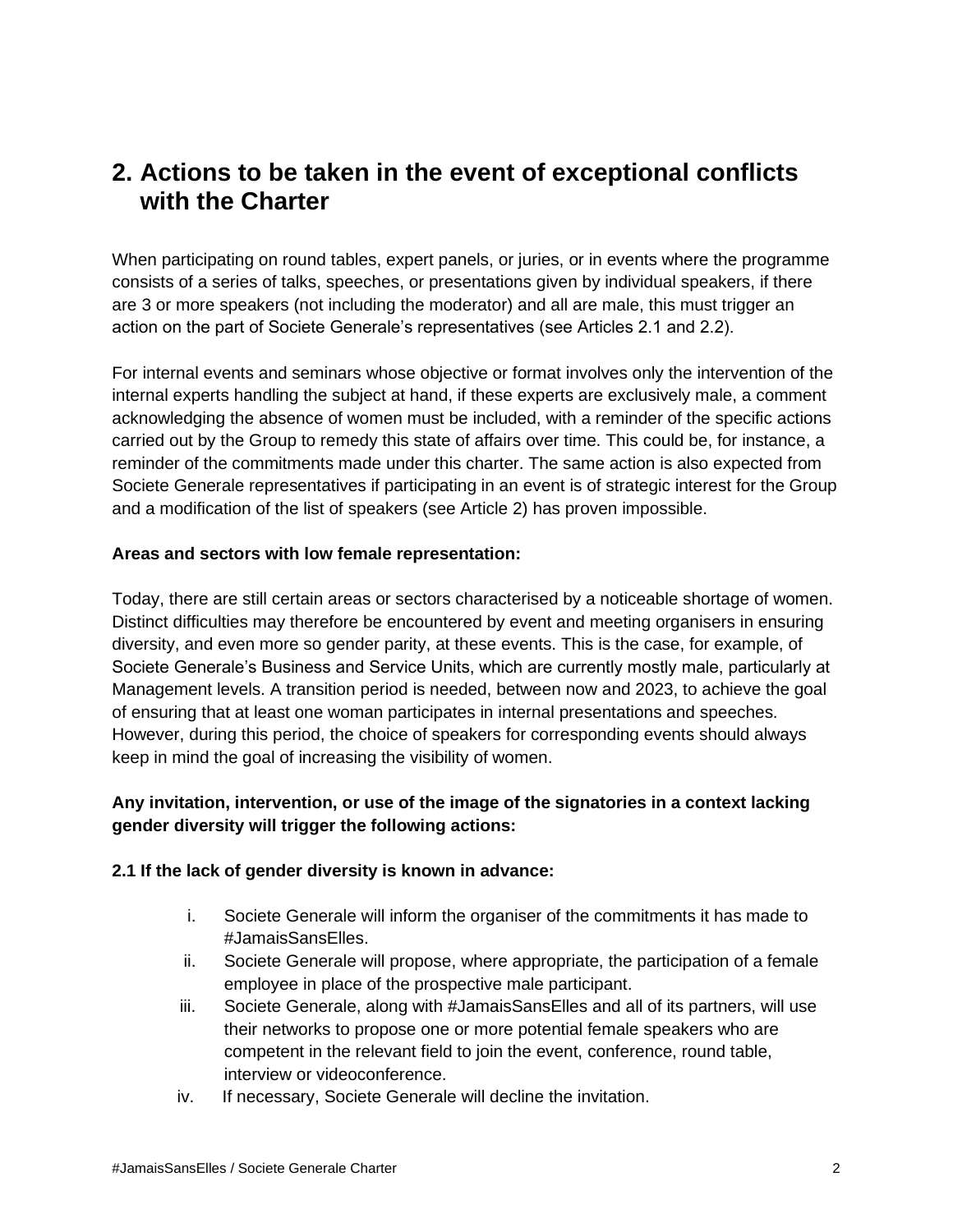## 2. Actions to be taken in the event of exceptional conflicts with the Charter

When participating on round tables, expert panels, or juries, or in events where the programme consists of a series of talks, speeches, or presentations given by individual speakers, if there are 3 or more speakers (not including the moderator) and all are male, this must trigger an action on the part of Societe Generale's representatives (see Articles 2.1 and 2.2).

For internal events and seminars whose objective or format involves only the intervention of the internal experts handling the subject at hand, if these experts are exclusively male, a comment acknowledging the absence of women must be included, with a reminder of the specific actions carried out by the Group to remedy this state of affairs over time. This could be, for instance, a reminder of the commitments made under this charter. The same action is also expected from Societe Generale representatives if participating in an event is of strategic interest for the Group and a modification of the list of speakers (see Article 2) has proven impossible.

**Areas and sectors with low female representation:**

Today, there are still certain areas or sectors characterised by a noticeable shortage of women. Distinct difficulties may therefore be encountered by event and meeting organisers in ensuring diversity, and even more so gender parity, at these events. This is the case, for example, of Societe Generale's Business and Service Units, which are currently mostly male, particularly at Management levels. A transition period is needed, between now and 2023, to achieve the goal of ensuring that at least one woman participates in internal presentations and speeches. However, during this period, the choice of speakers for corresponding events should always keep in mind the goal of increasing the visibility of women.

**Any invitation, intervention, or use of the image of the signatories in a context lacking gender diversity will trigger the following actions:**

**2.1 If the lack of gender diversity is known in advance:**

i. Societe Generale will inform the organiser of the commitments it has made to #JamaisSansElles.
ii. Societe Generale will propose, where appropriate, the participation of a female employee in place of the prospective male participant.
iii. Societe Generale, along with #JamaisSansElles and all of its partners, will use their networks to propose one or more potential female speakers who are competent in the relevant field to join the event, conference, round table, interview or videoconference.
iv. If necessary, Societe Generale will decline the invitation.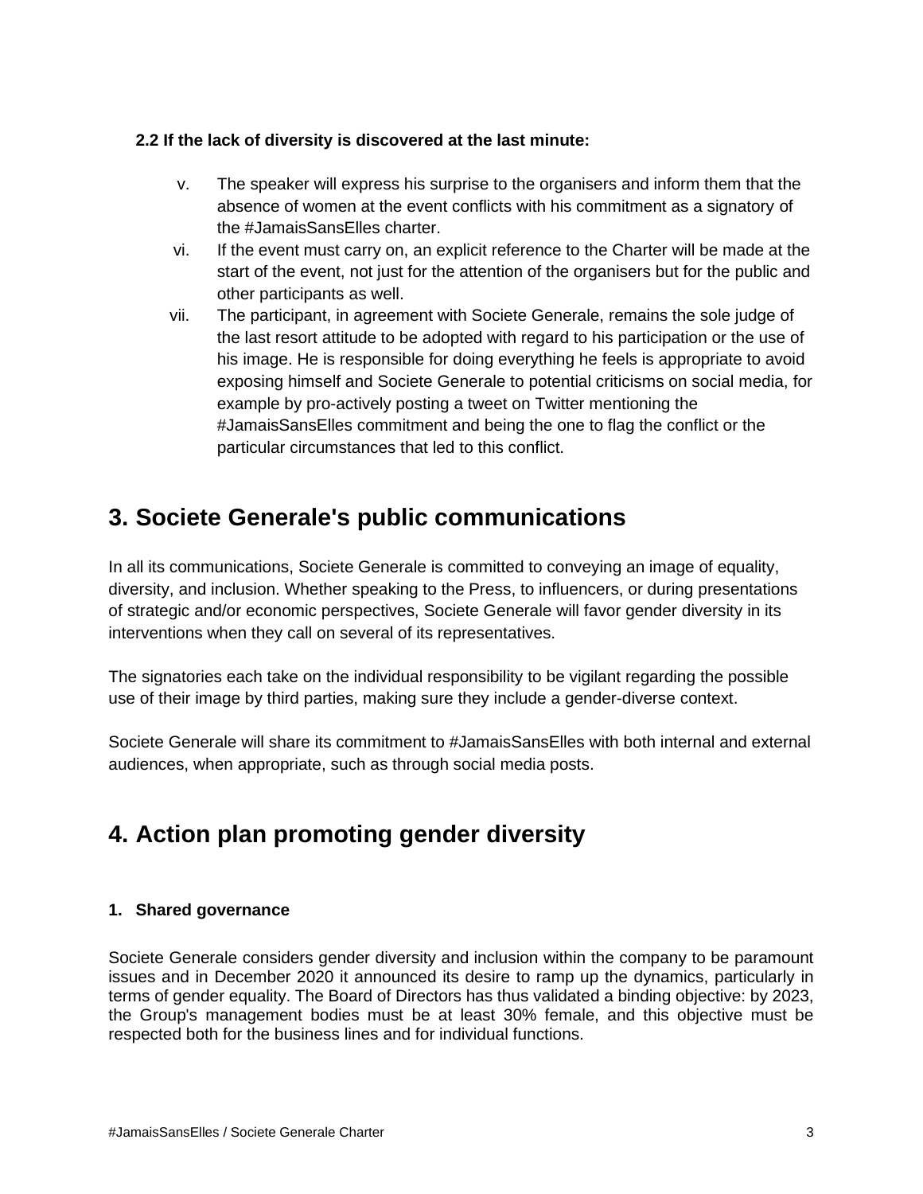**2.2 If the lack of diversity is discovered at the last minute:**

v. The speaker will express his surprise to the organisers and inform them that the absence of women at the event conflicts with his commitment as a signatory of the #JamaisSansElles charter.

vi. If the event must carry on, an explicit reference to the Charter will be made at the start of the event, not just for the attention of the organisers but for the public and other participants as well.

vii. The participant, in agreement with Societe Generale, remains the sole judge of the last resort attitude to be adopted with regard to his participation or the use of his image. He is responsible for doing everything he feels is appropriate to avoid exposing himself and Societe Generale to potential criticisms on social media, for example by pro-actively posting a tweet on Twitter mentioning the #JamaisSansElles commitment and being the one to flag the conflict or the particular circumstances that led to this conflict.

# 3. Societe Generale's public communications

In all its communications, Societe Generale is committed to conveying an image of equality, diversity, and inclusion. Whether speaking to the Press, to influencers, or during presentations of strategic and/or economic perspectives, Societe Generale will favor gender diversity in its interventions when they call on several of its representatives.

The signatories each take on the individual responsibility to be vigilant regarding the possible use of their image by third parties, making sure they include a gender-diverse context.

Societe Generale will share its commitment to #JamaisSansElles with both internal and external audiences, when appropriate, such as through social media posts.

# 4. Action plan promoting gender diversity

**1. Shared governance**

Societe Generale considers gender diversity and inclusion within the company to be paramount issues and in December 2020 it announced its desire to ramp up the dynamics, particularly in terms of gender equality. The Board of Directors has thus validated a binding objective: by 2023, the Group's management bodies must be at least 30% female, and this objective must be respected both for the business lines and for individual functions.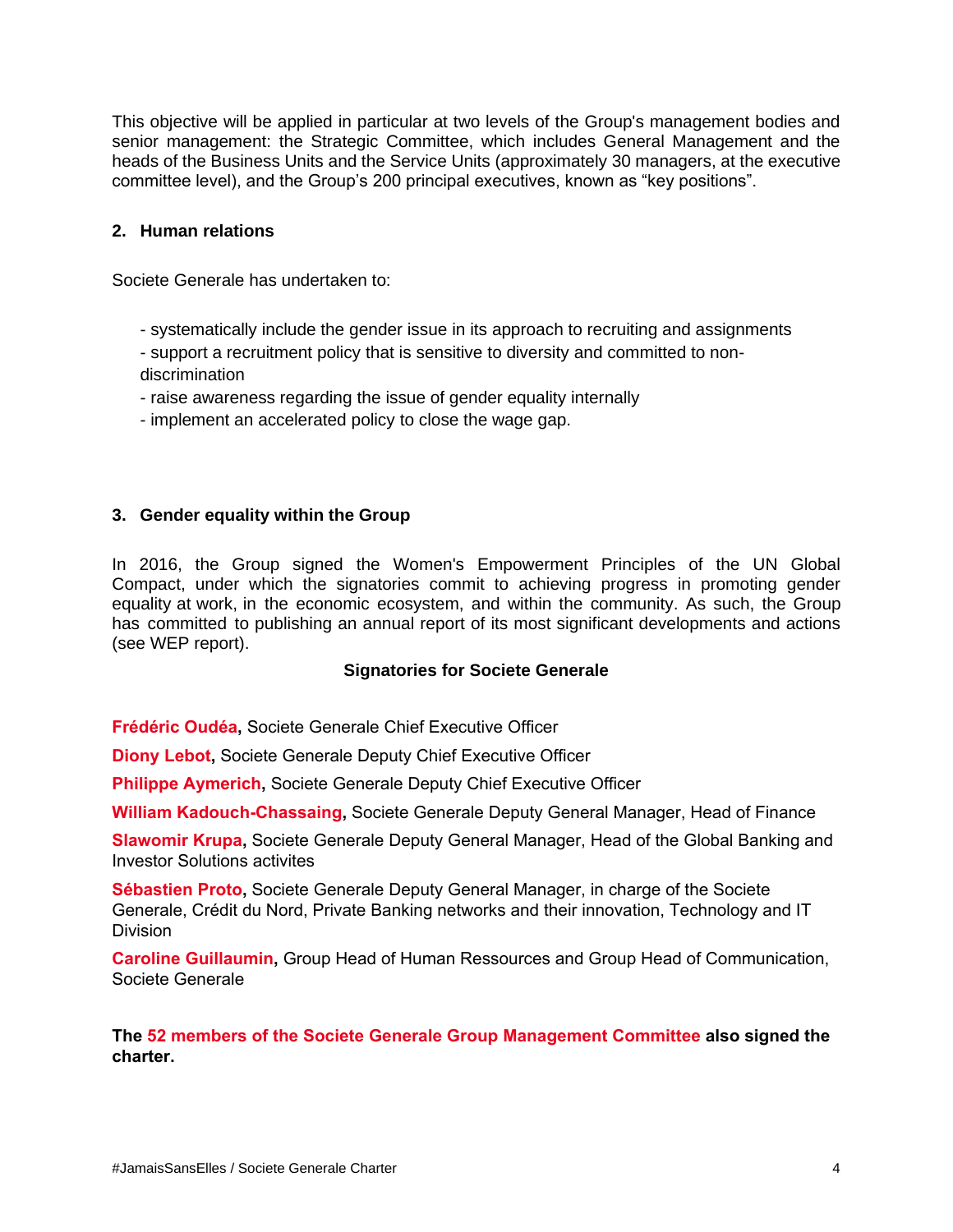This objective will be applied in particular at two levels of the Group's management bodies and senior management: the Strategic Committee, which includes General Management and the heads of the Business Units and the Service Units (approximately 30 managers, at the executive committee level), and the Group's 200 principal executives, known as "key positions".

## 2. Human relations

Societe Generale has undertaken to:

- systematically include the gender issue in its approach to recruiting and assignments
- support a recruitment policy that is sensitive to diversity and committed to non-discrimination
- raise awareness regarding the issue of gender equality internally
- implement an accelerated policy to close the wage gap.

## 3. Gender equality within the Group

In 2016, the Group signed the Women's Empowerment Principles of the UN Global Compact, under which the signatories commit to achieving progress in promoting gender equality at work, in the economic ecosystem, and within the community. As such, the Group has committed to publishing an annual report of its most significant developments and actions (see WEP report).

**Signatories for Societe Generale**

**Frédéric Oudéa,** Societe Generale Chief Executive Officer

**Diony Lebot,** Societe Generale Deputy Chief Executive Officer

**Philippe Aymerich,** Societe Generale Deputy Chief Executive Officer

**William Kadouch-Chassaing,** Societe Generale Deputy General Manager, Head of Finance

**Slawomir Krupa,** Societe Generale Deputy General Manager, Head of the Global Banking and Investor Solutions activites

**Sébastien Proto,** Societe Generale Deputy General Manager, in charge of the Societe Generale, Crédit du Nord, Private Banking networks and their innovation, Technology and IT Division

**Caroline Guillaumin,** Group Head of Human Ressources and Group Head of Communication, Societe Generale

**The 52 members of the Societe Generale Group Management Committee also signed the charter.**